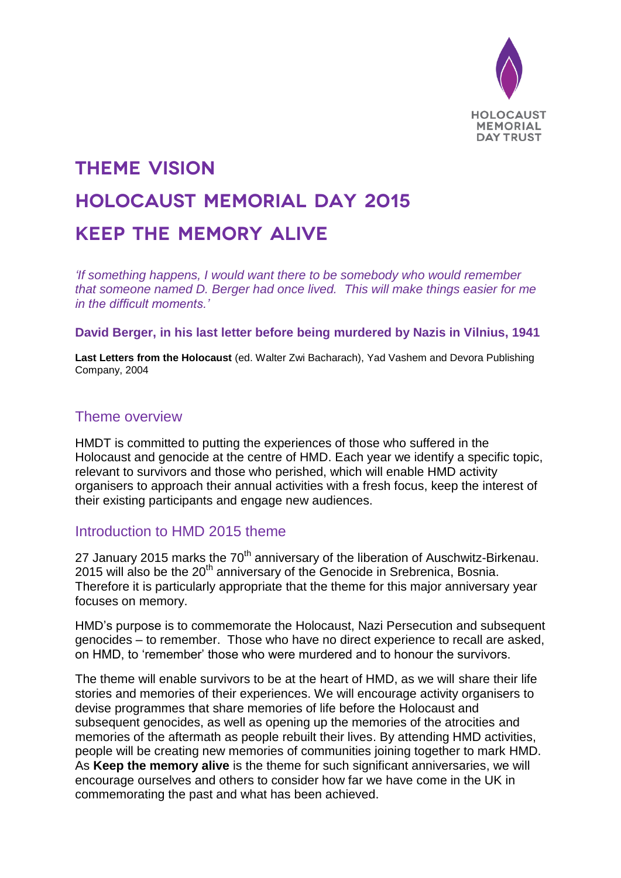HOLOCAUST MEMORIAL DAY TRUST

# THEME VISION

# HOLOCAUST MEMORIAL DAY 2015

# KEEP THE MEMORY ALIVE

*'If something happens, I would want there to be somebody who would remember that someone named D. Berger had once lived. This will make things easier for me in the difficult moments.'*

**David Berger, in his last letter before being murdered by Nazis in Vilnius, 1941**

**Last Letters from the Holocaust** (ed. Walter Zwi Bacharach), Yad Vashem and Devora Publishing Company, 2004

## Theme overview

HMDT is committed to putting the experiences of those who suffered in the Holocaust and genocide at the centre of HMD. Each year we identify a specific topic, relevant to survivors and those who perished, which will enable HMD activity organisers to approach their annual activities with a fresh focus, keep the interest of their existing participants and engage new audiences.

## Introduction to HMD 2015 theme

27 January 2015 marks the 70th anniversary of the liberation of Auschwitz-Birkenau. 2015 will also be the 20th anniversary of the Genocide in Srebrenica, Bosnia. Therefore it is particularly appropriate that the theme for this major anniversary year focuses on memory.

HMD's purpose is to commemorate the Holocaust, Nazi Persecution and subsequent genocides – to remember. Those who have no direct experience to recall are asked, on HMD, to 'remember' those who were murdered and to honour the survivors.

The theme will enable survivors to be at the heart of HMD, as we will share their life stories and memories of their experiences. We will encourage activity organisers to devise programmes that share memories of life before the Holocaust and subsequent genocides, as well as opening up the memories of the atrocities and memories of the aftermath as people rebuilt their lives. By attending HMD activities, people will be creating new memories of communities joining together to mark HMD. As **Keep the memory alive** is the theme for such significant anniversaries, we will encourage ourselves and others to consider how far we have come in the UK in commemorating the past and what has been achieved.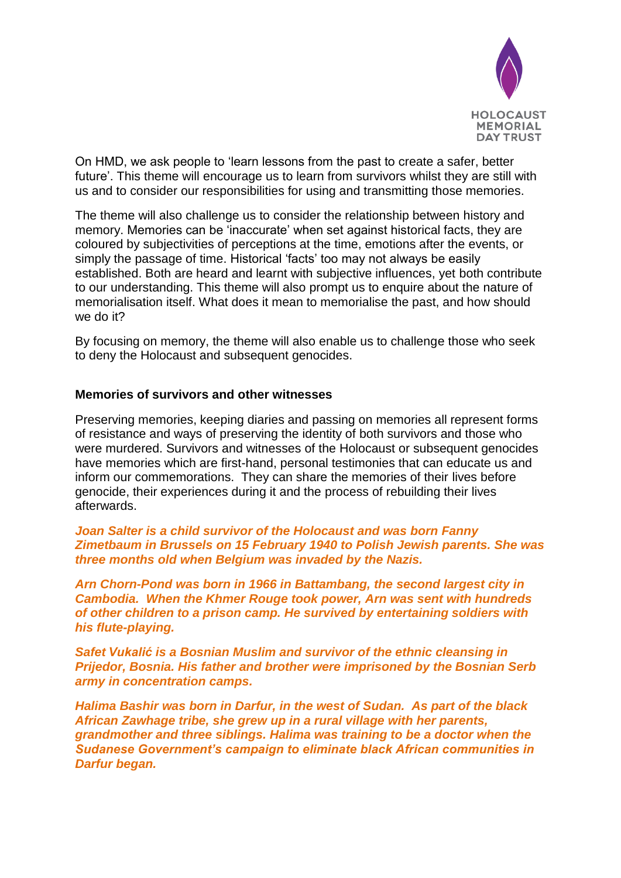On HMD, we ask people to 'learn lessons from the past to create a safer, better future'. This theme will encourage us to learn from survivors whilst they are still with us and to consider our responsibilities for using and transmitting those memories.

The theme will also challenge us to consider the relationship between history and memory. Memories can be 'inaccurate' when set against historical facts, they are coloured by subjectivities of perceptions at the time, emotions after the events, or simply the passage of time. Historical 'facts' too may not always be easily established. Both are heard and learnt with subjective influences, yet both contribute to our understanding. This theme will also prompt us to enquire about the nature of memorialisation itself. What does it mean to memorialise the past, and how should we do it?

By focusing on memory, the theme will also enable us to challenge those who seek to deny the Holocaust and subsequent genocides.

**Memories of survivors and other witnesses**

Preserving memories, keeping diaries and passing on memories all represent forms of resistance and ways of preserving the identity of both survivors and those who were murdered. Survivors and witnesses of the Holocaust or subsequent genocides have memories which are first-hand, personal testimonies that can educate us and inform our commemorations. They can share the memories of their lives before genocide, their experiences during it and the process of rebuilding their lives afterwards.

***Joan Salter is a child survivor of the Holocaust and was born Fanny Zimetbaum in Brussels on 15 February 1940 to Polish Jewish parents. She was three months old when Belgium was invaded by the Nazis.***

***Arn Chorn-Pond was born in 1966 in Battambang, the second largest city in Cambodia. When the Khmer Rouge took power, Arn was sent with hundreds of other children to a prison camp. He survived by entertaining soldiers with his flute-playing.***

***Safet Vukalić is a Bosnian Muslim and survivor of the ethnic cleansing in Prijedor, Bosnia. His father and brother were imprisoned by the Bosnian Serb army in concentration camps.***

***Halima Bashir was born in Darfur, in the west of Sudan. As part of the black African Zawhage tribe, she grew up in a rural village with her parents, grandmother and three siblings. Halima was training to be a doctor when the Sudanese Government's campaign to eliminate black African communities in Darfur began.***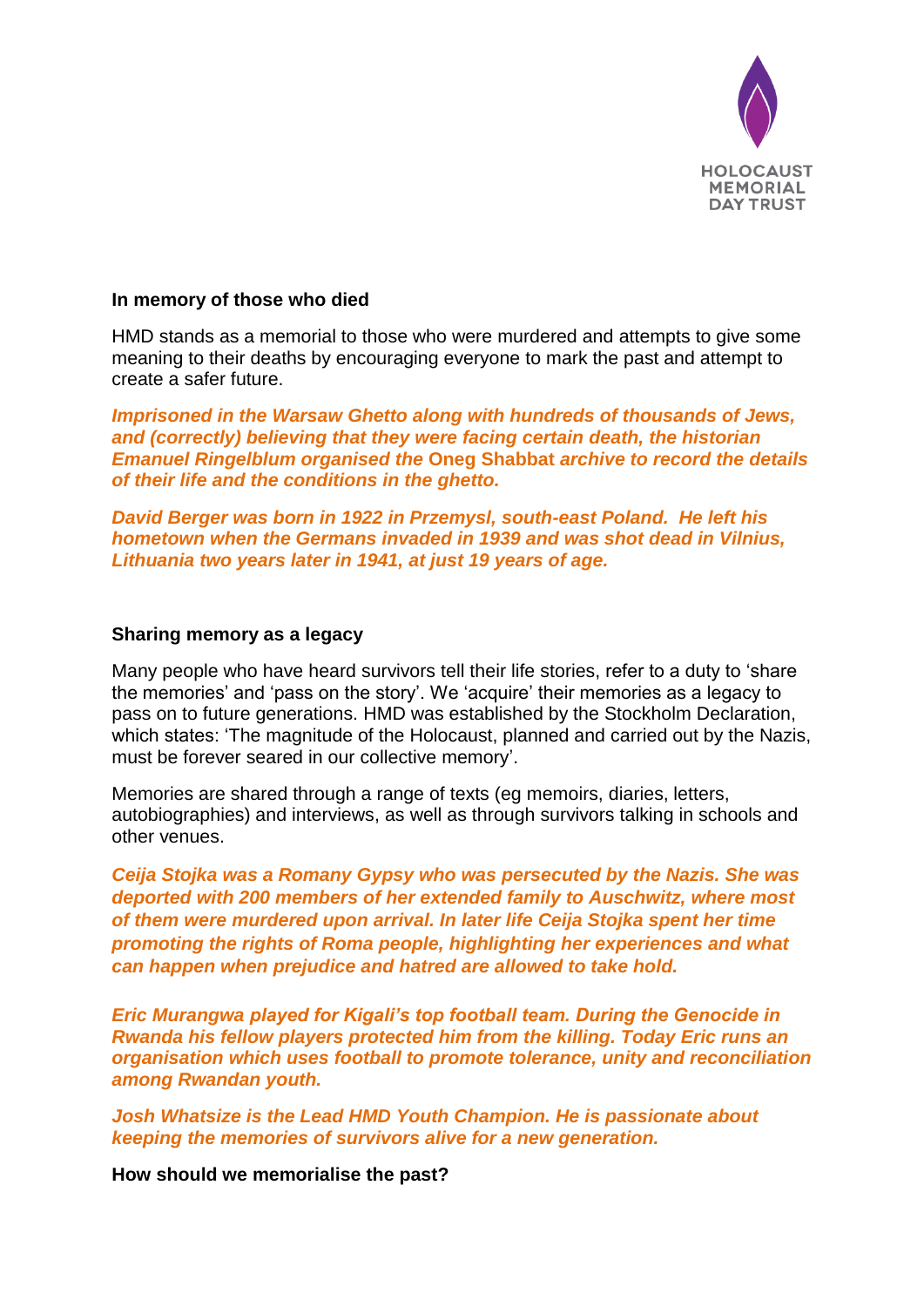HOLOCAUST MEMORIAL DAY TRUST

**In memory of those who died**

HMD stands as a memorial to those who were murdered and attempts to give some meaning to their deaths by encouraging everyone to mark the past and attempt to create a safer future.

***Imprisoned in the Warsaw Ghetto along with hundreds of thousands of Jews, and (correctly) believing that they were facing certain death, the historian Emanuel Ringelblum organised the*** **Oneg Shabbat** ***archive to record the details of their life and the conditions in the ghetto.***

***David Berger was born in 1922 in Przemysl, south-east Poland. He left his hometown when the Germans invaded in 1939 and was shot dead in Vilnius, Lithuania two years later in 1941, at just 19 years of age.***

**Sharing memory as a legacy**

Many people who have heard survivors tell their life stories, refer to a duty to 'share the memories' and 'pass on the story'. We 'acquire' their memories as a legacy to pass on to future generations. HMD was established by the Stockholm Declaration, which states: 'The magnitude of the Holocaust, planned and carried out by the Nazis, must be forever seared in our collective memory'.

Memories are shared through a range of texts (eg memoirs, diaries, letters, autobiographies) and interviews, as well as through survivors talking in schools and other venues.

***Ceija Stojka was a Romany Gypsy who was persecuted by the Nazis. She was deported with 200 members of her extended family to Auschwitz, where most of them were murdered upon arrival. In later life Ceija Stojka spent her time promoting the rights of Roma people, highlighting her experiences and what can happen when prejudice and hatred are allowed to take hold.***

***Eric Murangwa played for Kigali's top football team. During the Genocide in Rwanda his fellow players protected him from the killing. Today Eric runs an organisation which uses football to promote tolerance, unity and reconciliation among Rwandan youth.***

***Josh Whatsize is the Lead HMD Youth Champion. He is passionate about keeping the memories of survivors alive for a new generation.***

**How should we memorialise the past?**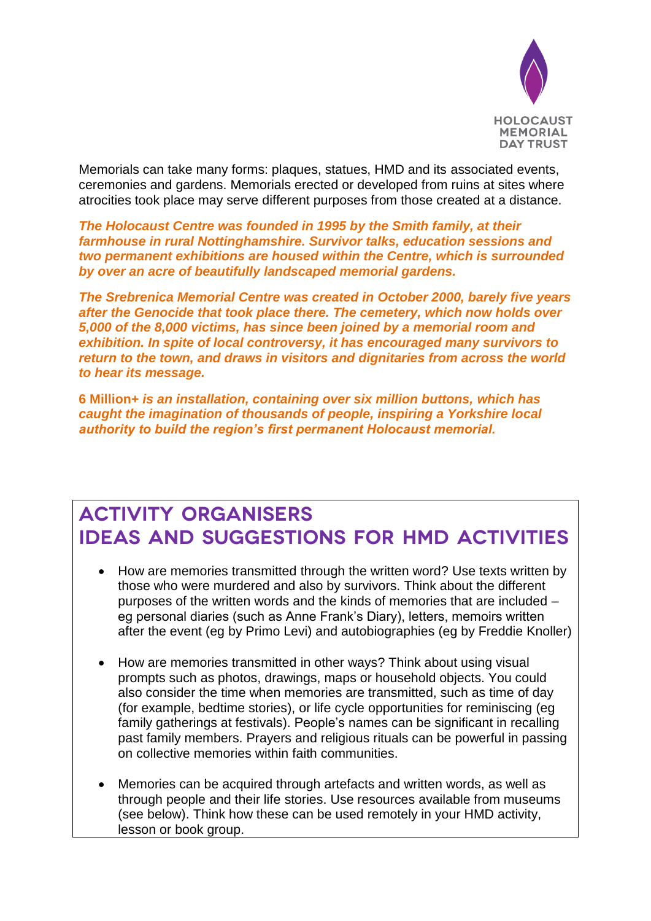Memorials can take many forms: plaques, statues, HMD and its associated events, ceremonies and gardens. Memorials erected or developed from ruins at sites where atrocities took place may serve different purposes from those created at a distance.

***The Holocaust Centre was founded in 1995 by the Smith family, at their farmhouse in rural Nottinghamshire. Survivor talks, education sessions and two permanent exhibitions are housed within the Centre, which is surrounded by over an acre of beautifully landscaped memorial gardens.***

***The Srebrenica Memorial Centre was created in October 2000, barely five years after the Genocide that took place there. The cemetery, which now holds over 5,000 of the 8,000 victims, has since been joined by a memorial room and exhibition. In spite of local controversy, it has encouraged many survivors to return to the town, and draws in visitors and dignitaries from across the world to hear its message.***

**6 Million+** ***is an installation, containing over six million buttons, which has caught the imagination of thousands of people, inspiring a Yorkshire local authority to build the region's first permanent Holocaust memorial.***

## ACTIVITY ORGANISERS
## IDEAS AND SUGGESTIONS FOR HMD ACTIVITIES

- How are memories transmitted through the written word? Use texts written by those who were murdered and also by survivors. Think about the different purposes of the written words and the kinds of memories that are included – eg personal diaries (such as Anne Frank's Diary), letters, memoirs written after the event (eg by Primo Levi) and autobiographies (eg by Freddie Knoller)

- How are memories transmitted in other ways? Think about using visual prompts such as photos, drawings, maps or household objects. You could also consider the time when memories are transmitted, such as time of day (for example, bedtime stories), or life cycle opportunities for reminiscing (eg family gatherings at festivals). People's names can be significant in recalling past family members. Prayers and religious rituals can be powerful in passing on collective memories within faith communities.

- Memories can be acquired through artefacts and written words, as well as through people and their life stories. Use resources available from museums (see below). Think how these can be used remotely in your HMD activity, lesson or book group.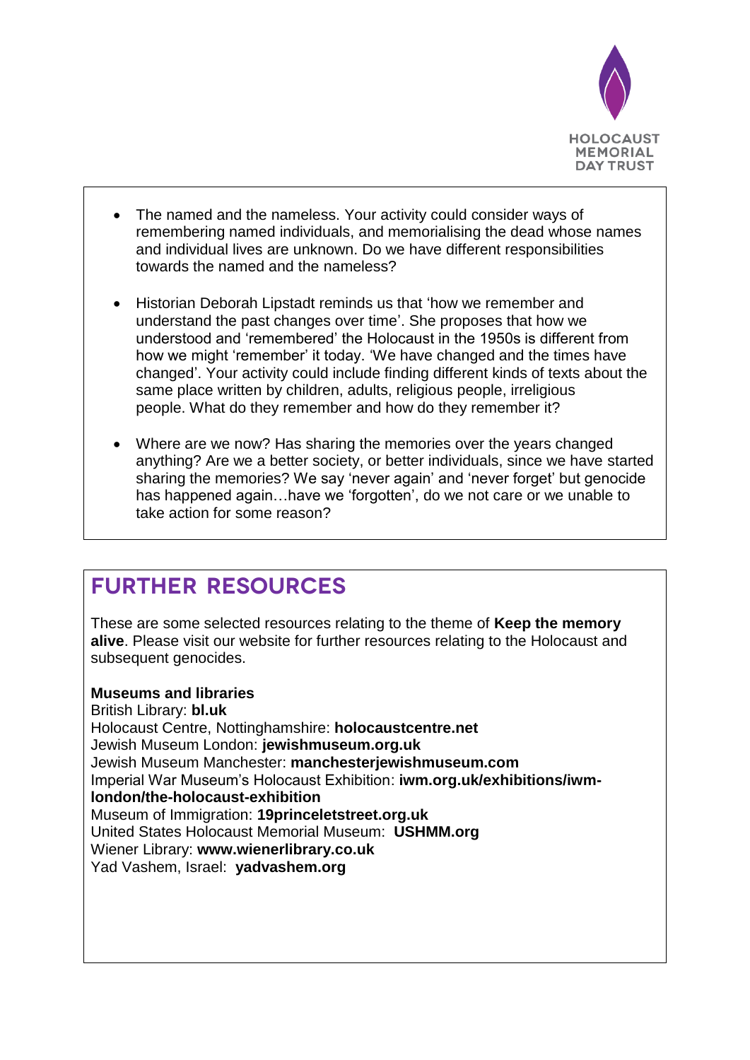- The named and the nameless. Your activity could consider ways of remembering named individuals, and memorialising the dead whose names and individual lives are unknown. Do we have different responsibilities towards the named and the nameless?

- Historian Deborah Lipstadt reminds us that 'how we remember and understand the past changes over time'. She proposes that how we understood and 'remembered' the Holocaust in the 1950s is different from how we might 'remember' it today. 'We have changed and the times have changed'. Your activity could include finding different kinds of texts about the same place written by children, adults, religious people, irreligious people. What do they remember and how do they remember it?

- Where are we now? Has sharing the memories over the years changed anything? Are we a better society, or better individuals, since we have started sharing the memories? We say 'never again' and 'never forget' but genocide has happened again…have we 'forgotten', do we not care or we unable to take action for some reason?

## FURTHER RESOURCES

These are some selected resources relating to the theme of **Keep the memory alive**. Please visit our website for further resources relating to the Holocaust and subsequent genocides.

**Museums and libraries**
British Library: **bl.uk**
Holocaust Centre, Nottinghamshire: **holocaustcentre.net**
Jewish Museum London: **jewishmuseum.org.uk**
Jewish Museum Manchester: **manchesterjewishmuseum.com**
Imperial War Museum's Holocaust Exhibition: **iwm.org.uk/exhibitions/iwm-london/the-holocaust-exhibition**
Museum of Immigration: **19princeletstreet.org.uk**
United States Holocaust Memorial Museum: **USHMM.org**
Wiener Library: **www.wienerlibrary.co.uk**
Yad Vashem, Israel: **yadvashem.org**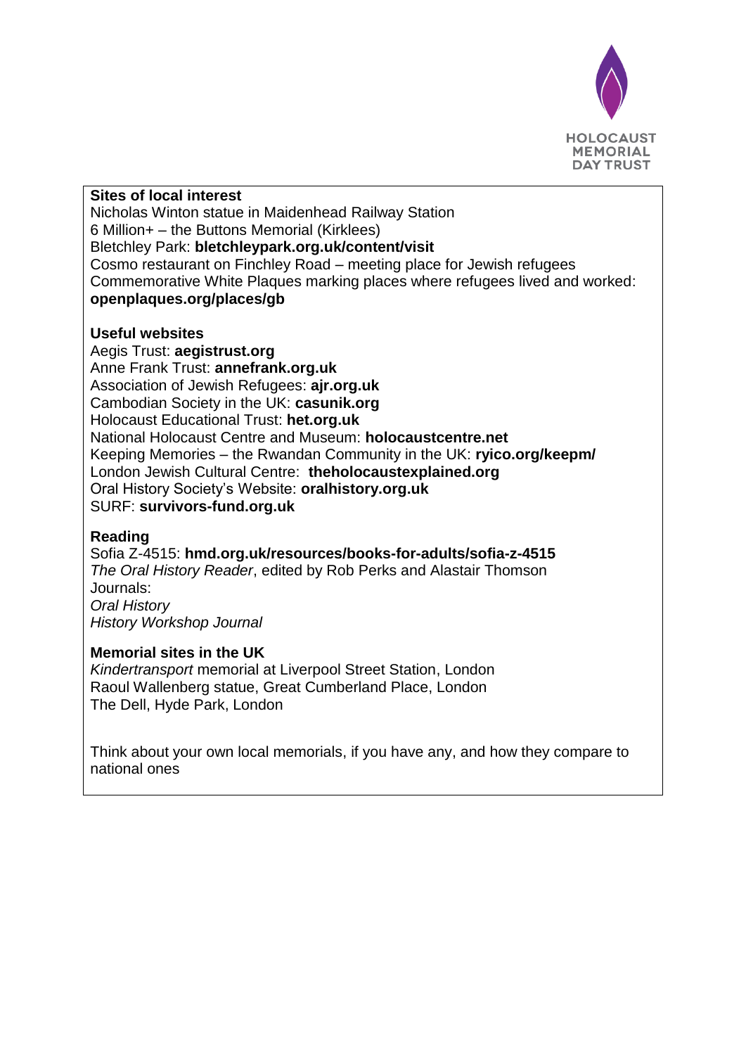**Sites of local interest**

Nicholas Winton statue in Maidenhead Railway Station
6 Million+ – the Buttons Memorial (Kirklees)
Bletchley Park: **bletchleypark.org.uk/content/visit**
Cosmo restaurant on Finchley Road – meeting place for Jewish refugees
Commemorative White Plaques marking places where refugees lived and worked: **openplaques.org/places/gb**

**Useful websites**

Aegis Trust: **aegistrust.org**
Anne Frank Trust: **annefrank.org.uk**
Association of Jewish Refugees: **ajr.org.uk**
Cambodian Society in the UK: **casunik.org**
Holocaust Educational Trust: **het.org.uk**
National Holocaust Centre and Museum: **holocaustcentre.net**
Keeping Memories – the Rwandan Community in the UK: **ryico.org/keepm/**
London Jewish Cultural Centre: **theholocaustexplained.org**
Oral History Society's Website: **oralhistory.org.uk**
SURF: **survivors-fund.org.uk**

**Reading**

Sofia Z-4515: **hmd.org.uk/resources/books-for-adults/sofia-z-4515**
*The Oral History Reader*, edited by Rob Perks and Alastair Thomson
Journals:
*Oral History*
*History Workshop Journal*

**Memorial sites in the UK**

*Kindertransport* memorial at Liverpool Street Station, London
Raoul Wallenberg statue, Great Cumberland Place, London
The Dell, Hyde Park, London

Think about your own local memorials, if you have any, and how they compare to national ones